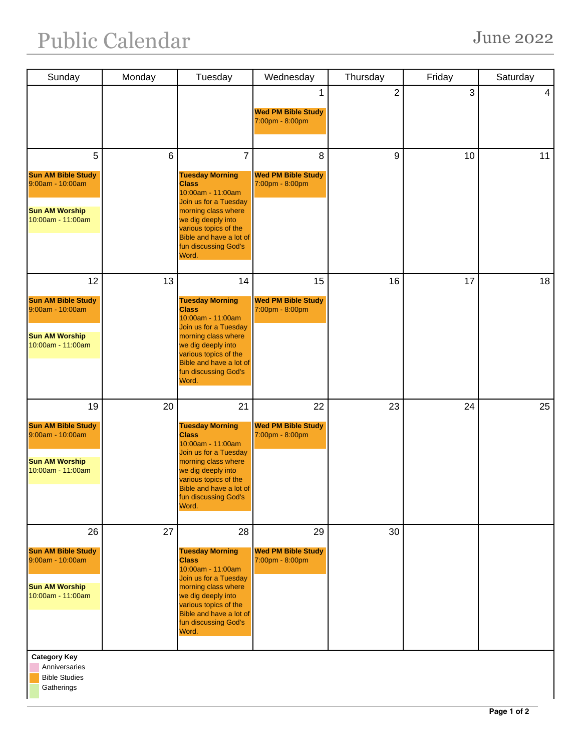# Public Calendar

## June 2022

| Sunday | Monday | Tuesday | Wednesday | Thursday | Friday | Saturday |
|---|---|---|---|---|---|---|
| | | | 1<br>**Wed PM Bible Study**<br>7:00pm - 8:00pm | 2 | 3 | 4 |
| 5<br>**Sun AM Bible Study**<br>9:00am - 10:00am<br>**Sun AM Worship**<br>10:00am - 11:00am | 6 | 7<br>**Tuesday Morning Class**<br>10:00am - 11:00am<br>Join us for a Tuesday morning class where we dig deeply into various topics of the Bible and have a lot of fun discussing God's Word. | 8<br>**Wed PM Bible Study**<br>7:00pm - 8:00pm | 9 | 10 | 11 |
| 12<br>**Sun AM Bible Study**<br>9:00am - 10:00am<br>**Sun AM Worship**<br>10:00am - 11:00am | 13 | 14<br>**Tuesday Morning Class**<br>10:00am - 11:00am<br>Join us for a Tuesday morning class where we dig deeply into various topics of the Bible and have a lot of fun discussing God's Word. | 15<br>**Wed PM Bible Study**<br>7:00pm - 8:00pm | 16 | 17 | 18 |
| 19<br>**Sun AM Bible Study**<br>9:00am - 10:00am<br>**Sun AM Worship**<br>10:00am - 11:00am | 20 | 21<br>**Tuesday Morning Class**<br>10:00am - 11:00am<br>Join us for a Tuesday morning class where we dig deeply into various topics of the Bible and have a lot of fun discussing God's Word. | 22<br>**Wed PM Bible Study**<br>7:00pm - 8:00pm | 23 | 24 | 25 |
| 26<br>**Sun AM Bible Study**<br>9:00am - 10:00am<br>**Sun AM Worship**<br>10:00am - 11:00am | 27 | 28<br>**Tuesday Morning Class**<br>10:00am - 11:00am<br>Join us for a Tuesday morning class where we dig deeply into various topics of the Bible and have a lot of fun discussing God's Word. | 29<br>**Wed PM Bible Study**<br>7:00pm - 8:00pm | 30 | | |

**Category Key**
- Anniversaries
- Bible Studies
- Gatherings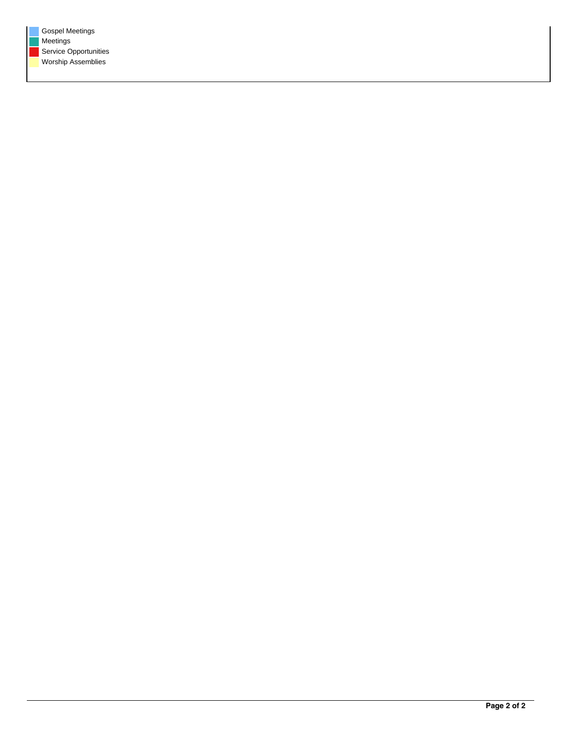- Gospel Meetings
- Meetings
- Service Opportunities
- Worship Assemblies